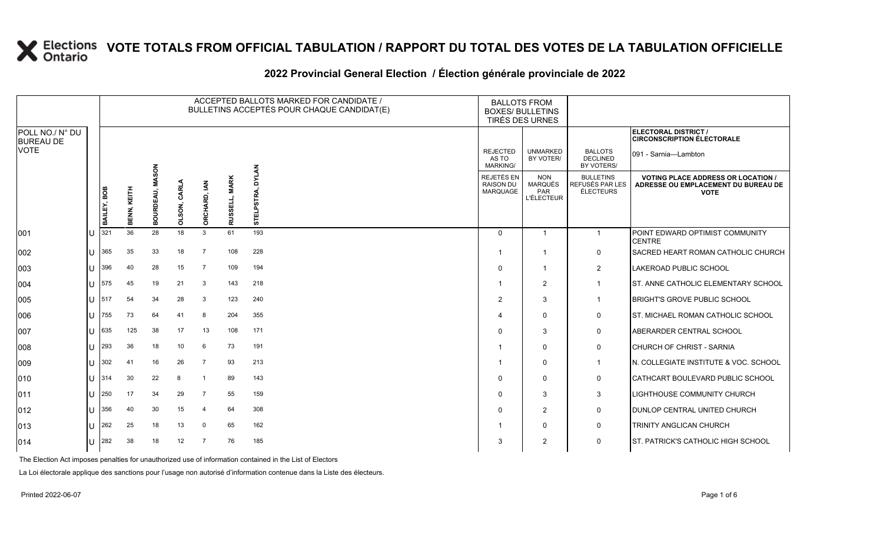# VOTE TOTALS FROM OFFICIAL TABULATION / RAPPORT DU TOTAL DES VOTES DE LA TABULATION OFFICIELLE

## 2022 Provincial General Election / Élection générale provinciale de 2022

ELECTORAL DISTRICT / CIRCONSCRIPTION ÉLECTORALE: 091 - Sarnia—Lambton

| POLL NO./ N° DU BUREAU DE VOTE | | ACCEPTED BALLOTS MARKED FOR CANDIDATE / BULLETINS ACCEPTÉS POUR CHAQUE CANDIDAT(E) | | | | | | | BALLOTS FROM BOXES/ BULLETINS TIRÉS DES URNES | | | |
|---|---|---|---|---|---|---|---|---|---|---|---|---|
| | | BAILEY, BOB | BENN, KEITH | BOURDEAU, MASON | OLSON, CARLA | ORCHARD, IAN | RUSSELL, MARK | STELPSTRA, DYLAN | REJECTED AS TO MARKING/ REJETÉS EN RAISON DU MARQUAGE | UNMARKED BY VOTER/ NON MARQUÉS PAR L'ÉLECTEUR | BALLOTS DECLINED BY VOTERS/ BULLETINS REFUSÉS PAR LES ÉLECTEURS | VOTING PLACE ADDRESS OR LOCATION / ADRESSE OU EMPLACEMENT DU BUREAU DE VOTE |
| 001 | U | 321 | 36 | 28 | 18 | 3 | 61 | 193 | 0 | 1 | 1 | POINT EDWARD OPTIMIST COMMUNITY CENTRE |
| 002 | U | 365 | 35 | 33 | 18 | 7 | 108 | 228 | 1 | 1 | 0 | SACRED HEART ROMAN CATHOLIC CHURCH |
| 003 | U | 396 | 40 | 28 | 15 | 7 | 109 | 194 | 0 | 1 | 2 | LAKEROAD PUBLIC SCHOOL |
| 004 | U | 575 | 45 | 19 | 21 | 3 | 143 | 218 | 1 | 2 | 1 | ST. ANNE CATHOLIC ELEMENTARY SCHOOL |
| 005 | U | 517 | 54 | 34 | 28 | 3 | 123 | 240 | 2 | 3 | 1 | BRIGHT'S GROVE PUBLIC SCHOOL |
| 006 | U | 755 | 73 | 64 | 41 | 8 | 204 | 355 | 4 | 0 | 0 | ST. MICHAEL ROMAN CATHOLIC SCHOOL |
| 007 | U | 635 | 125 | 38 | 17 | 13 | 108 | 171 | 0 | 3 | 0 | ABERARDER CENTRAL SCHOOL |
| 008 | U | 293 | 36 | 18 | 10 | 6 | 73 | 191 | 1 | 0 | 0 | CHURCH OF CHRIST - SARNIA |
| 009 | U | 302 | 41 | 16 | 26 | 7 | 93 | 213 | 1 | 0 | 1 | N. COLLEGIATE INSTITUTE & VOC. SCHOOL |
| 010 | U | 314 | 30 | 22 | 8 | 1 | 89 | 143 | 0 | 0 | 0 | CATHCART BOULEVARD PUBLIC SCHOOL |
| 011 | U | 250 | 17 | 34 | 29 | 7 | 55 | 159 | 0 | 3 | 3 | LIGHTHOUSE COMMUNITY CHURCH |
| 012 | U | 356 | 40 | 30 | 15 | 4 | 64 | 308 | 0 | 2 | 0 | DUNLOP CENTRAL UNITED CHURCH |
| 013 | U | 262 | 25 | 18 | 13 | 0 | 65 | 162 | 1 | 0 | 0 | TRINITY ANGLICAN CHURCH |
| 014 | U | 282 | 38 | 18 | 12 | 7 | 76 | 185 | 3 | 2 | 0 | ST. PATRICK'S CATHOLIC HIGH SCHOOL |

The Election Act imposes penalties for unauthorized use of information contained in the List of Electors

La Loi électorale applique des sanctions pour l'usage non autorisé d'information contenue dans la Liste des électeurs.

Printed 2022-06-07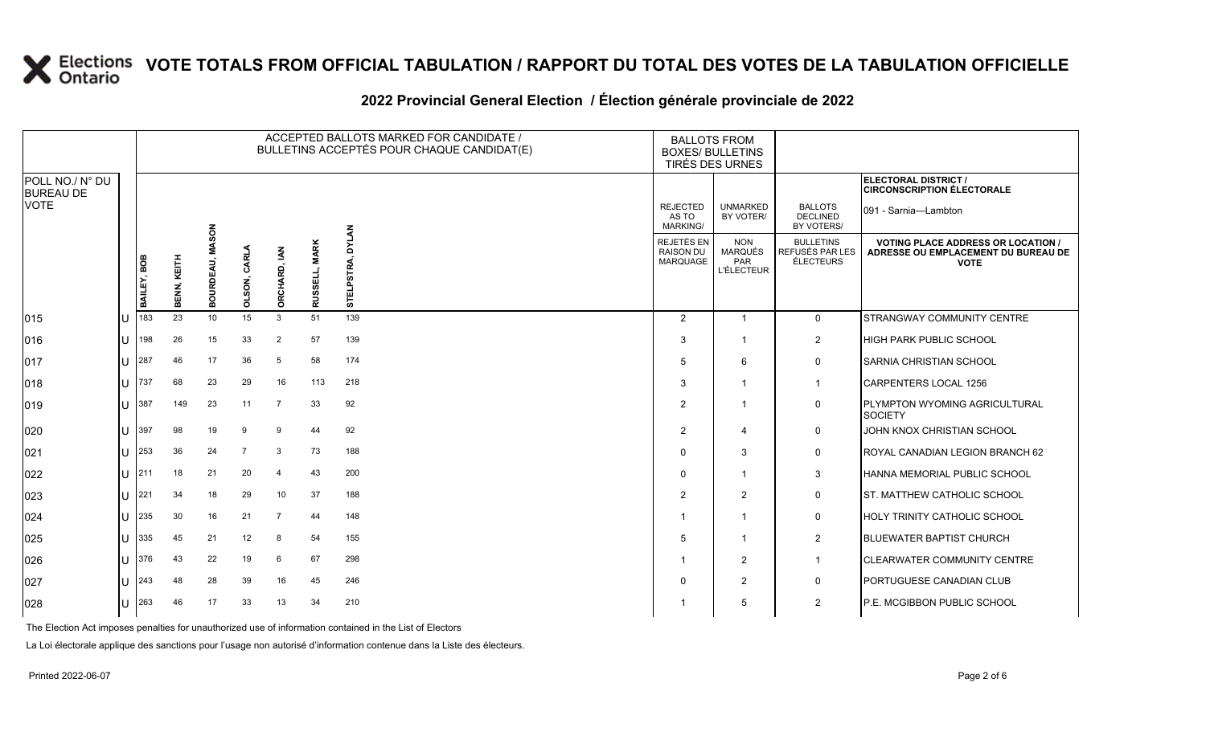# VOTE TOTALS FROM OFFICIAL TABULATION / RAPPORT DU TOTAL DES VOTES DE LA TABULATION OFFICIELLE

## 2022 Provincial General Election / Élection générale provinciale de 2022

ELECTORAL DISTRICT / CIRCONSCRIPTION ÉLECTORALE: 091 - Sarnia—Lambton

| POLL NO./ N° DU BUREAU DE VOTE | | ACCEPTED BALLOTS MARKED FOR CANDIDATE / BULLETINS ACCEPTÉS POUR CHAQUE CANDIDAT(E) | | | | | | | BALLOTS FROM BOXES/ BULLETINS TIRÉS DES URNES | | | |
|---|---|---|---|---|---|---|---|---|---|---|---|---|
| | | BAILEY, BOB | BENN, KEITH | BOURDEAU, MASON | OLSON, CARLA | ORCHARD, IAN | RUSSELL, MARK | STELPSTRA, DYLAN | REJECTED AS TO MARKING/ REJETÉS EN RAISON DU MARQUAGE | UNMARKED BY VOTER/ NON MARQUÉS PAR L'ÉLECTEUR | BALLOTS DECLINED BY VOTERS/ BULLETINS REFUSÉS PAR LES ÉLECTEURS | VOTING PLACE ADDRESS OR LOCATION / ADRESSE OU EMPLACEMENT DU BUREAU DE VOTE |
| 015 | U | 183 | 23 | 10 | 15 | 3 | 51 | 139 | 2 | 1 | 0 | STRANGWAY COMMUNITY CENTRE |
| 016 | U | 198 | 26 | 15 | 33 | 2 | 57 | 139 | 3 | 1 | 2 | HIGH PARK PUBLIC SCHOOL |
| 017 | U | 287 | 46 | 17 | 36 | 5 | 58 | 174 | 5 | 6 | 0 | SARNIA CHRISTIAN SCHOOL |
| 018 | U | 737 | 68 | 23 | 29 | 16 | 113 | 218 | 3 | 1 | 1 | CARPENTERS LOCAL 1256 |
| 019 | U | 387 | 149 | 23 | 11 | 7 | 33 | 92 | 2 | 1 | 0 | PLYMPTON WYOMING AGRICULTURAL SOCIETY |
| 020 | U | 397 | 98 | 19 | 9 | 9 | 44 | 92 | 2 | 4 | 0 | JOHN KNOX CHRISTIAN SCHOOL |
| 021 | U | 253 | 36 | 24 | 7 | 3 | 73 | 188 | 0 | 3 | 0 | ROYAL CANADIAN LEGION BRANCH 62 |
| 022 | U | 211 | 18 | 21 | 20 | 4 | 43 | 200 | 0 | 1 | 3 | HANNA MEMORIAL PUBLIC SCHOOL |
| 023 | U | 221 | 34 | 18 | 29 | 10 | 37 | 188 | 2 | 2 | 0 | ST. MATTHEW CATHOLIC SCHOOL |
| 024 | U | 235 | 30 | 16 | 21 | 7 | 44 | 148 | 1 | 1 | 0 | HOLY TRINITY CATHOLIC SCHOOL |
| 025 | U | 335 | 45 | 21 | 12 | 8 | 54 | 155 | 5 | 1 | 2 | BLUEWATER BAPTIST CHURCH |
| 026 | U | 376 | 43 | 22 | 19 | 6 | 67 | 298 | 1 | 2 | 1 | CLEARWATER COMMUNITY CENTRE |
| 027 | U | 243 | 48 | 28 | 39 | 16 | 45 | 246 | 0 | 2 | 0 | PORTUGUESE CANADIAN CLUB |
| 028 | U | 263 | 46 | 17 | 33 | 13 | 34 | 210 | 1 | 5 | 2 | P.E. MCGIBBON PUBLIC SCHOOL |

The Election Act imposes penalties for unauthorized use of information contained in the List of Electors

La Loi électorale applique des sanctions pour l'usage non autorisé d'information contenue dans la Liste des électeurs.

Printed 2022-06-07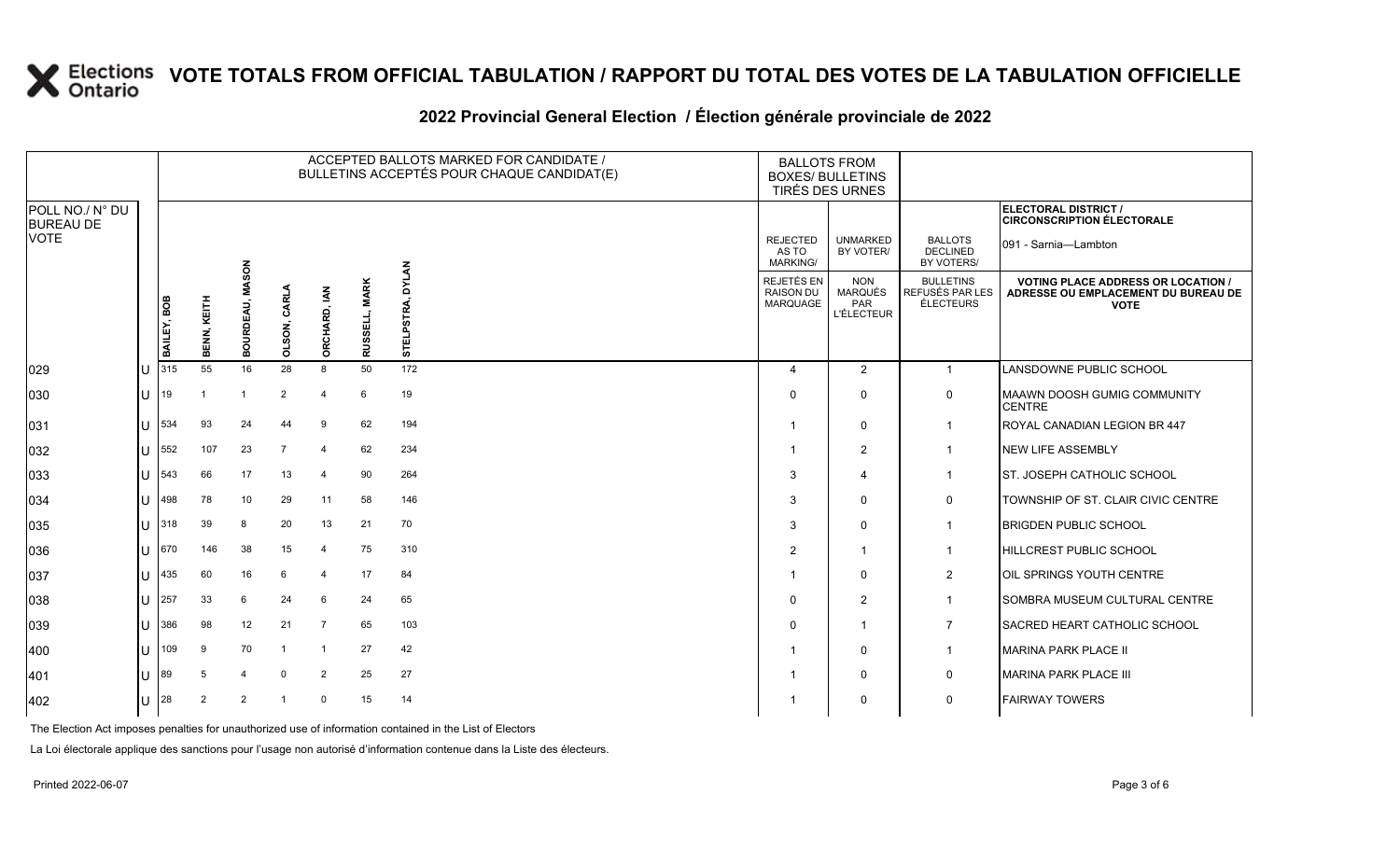# VOTE TOTALS FROM OFFICIAL TABULATION / RAPPORT DU TOTAL DES VOTES DE LA TABULATION OFFICIELLE

## 2022 Provincial General Election / Élection générale provinciale de 2022

ELECTORAL DISTRICT / CIRCONSCRIPTION ÉLECTORALE: 091 - Sarnia—Lambton

| POLL NO./ N° DU BUREAU DE VOTE | | ACCEPTED BALLOTS MARKED FOR CANDIDATE / BULLETINS ACCEPTÉS POUR CHAQUE CANDIDAT(E) | | | | | | | BALLOTS FROM BOXES/ BULLETINS TIRÉS DES URNES | | | |
|---|---|---|---|---|---|---|---|---|---|---|---|---|
| | | BAILEY, BOB | BENN, KEITH | BOURDEAU, MASON | OLSON, CARLA | ORCHARD, IAN | RUSSELL, MARK | STELPSTRA, DYLAN | REJECTED AS TO MARKING/ REJETÉS EN RAISON DU MARQUAGE | UNMARKED BY VOTER/ NON MARQUÉS PAR L'ÉLECTEUR | BALLOTS DECLINED BY VOTERS/ BULLETINS REFUSÉS PAR LES ÉLECTEURS | VOTING PLACE ADDRESS OR LOCATION / ADRESSE OU EMPLACEMENT DU BUREAU DE VOTE |
| 029 | U | 315 | 55 | 16 | 28 | 8 | 50 | 172 | 4 | 2 | 1 | LANSDOWNE PUBLIC SCHOOL |
| 030 | U | 19 | 1 | 1 | 2 | 4 | 6 | 19 | 0 | 0 | 0 | MAAWN DOOSH GUMIG COMMUNITY CENTRE |
| 031 | U | 534 | 93 | 24 | 44 | 9 | 62 | 194 | 1 | 0 | 1 | ROYAL CANADIAN LEGION BR 447 |
| 032 | U | 552 | 107 | 23 | 7 | 4 | 62 | 234 | 1 | 2 | 1 | NEW LIFE ASSEMBLY |
| 033 | U | 543 | 66 | 17 | 13 | 4 | 90 | 264 | 3 | 4 | 1 | ST. JOSEPH CATHOLIC SCHOOL |
| 034 | U | 498 | 78 | 10 | 29 | 11 | 58 | 146 | 3 | 0 | 0 | TOWNSHIP OF ST. CLAIR CIVIC CENTRE |
| 035 | U | 318 | 39 | 8 | 20 | 13 | 21 | 70 | 3 | 0 | 1 | BRIGDEN PUBLIC SCHOOL |
| 036 | U | 670 | 146 | 38 | 15 | 4 | 75 | 310 | 2 | 1 | 1 | HILLCREST PUBLIC SCHOOL |
| 037 | U | 435 | 60 | 16 | 6 | 4 | 17 | 84 | 1 | 0 | 2 | OIL SPRINGS YOUTH CENTRE |
| 038 | U | 257 | 33 | 6 | 24 | 6 | 24 | 65 | 0 | 2 | 1 | SOMBRA MUSEUM CULTURAL CENTRE |
| 039 | U | 386 | 98 | 12 | 21 | 7 | 65 | 103 | 0 | 1 | 7 | SACRED HEART CATHOLIC SCHOOL |
| 400 | U | 109 | 9 | 70 | 1 | 1 | 27 | 42 | 1 | 0 | 1 | MARINA PARK PLACE II |
| 401 | U | 89 | 5 | 4 | 0 | 2 | 25 | 27 | 1 | 0 | 0 | MARINA PARK PLACE III |
| 402 | U | 28 | 2 | 2 | 1 | 0 | 15 | 14 | 1 | 0 | 0 | FAIRWAY TOWERS |

The Election Act imposes penalties for unauthorized use of information contained in the List of Electors

La Loi électorale applique des sanctions pour l'usage non autorisé d'information contenue dans la Liste des électeurs.

Printed 2022-06-07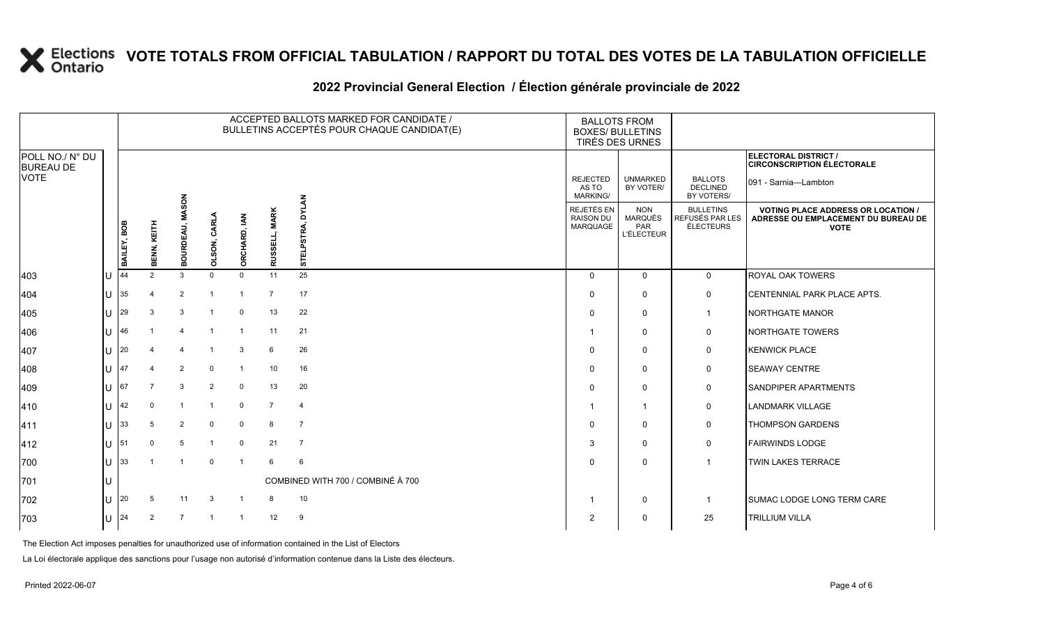# VOTE TOTALS FROM OFFICIAL TABULATION / RAPPORT DU TOTAL DES VOTES DE LA TABULATION OFFICIELLE

## 2022 Provincial General Election / Élection générale provinciale de 2022

| POLL NO./ N° DU BUREAU DE VOTE | | ACCEPTED BALLOTS MARKED FOR CANDIDATE / BULLETINS ACCEPTÉS POUR CHAQUE CANDIDAT(E) | | | | | | | BALLOTS FROM BOXES/ BULLETINS TIRÉS DES URNES | | | ELECTORAL DISTRICT / CIRCONSCRIPTION ÉLECTORALE 091 - Sarnia—Lambton |
|---|---|---|---|---|---|---|---|---|---|---|---|---|
| | | BAILEY, BOB | BENN, KEITH | BOURDEAU, MASON | OLSON, CARLA | ORCHARD, IAN | RUSSELL, MARK | STELPSTRA, DYLAN | REJECTED AS TO MARKING/ REJETÉS EN RAISON DU MARQUAGE | UNMARKED BY VOTER/ NON MARQUÉS PAR L'ÉLECTEUR | BALLOTS DECLINED BY VOTERS/ BULLETINS REFUSÉS PAR LES ÉLECTEURS | VOTING PLACE ADDRESS OR LOCATION / ADRESSE OU EMPLACEMENT DU BUREAU DE VOTE |
| 403 | U | 44 | 2 | 3 | 0 | 0 | 11 | 25 | 0 | 0 | 0 | ROYAL OAK TOWERS |
| 404 | U | 35 | 4 | 2 | 1 | 1 | 7 | 17 | 0 | 0 | 0 | CENTENNIAL PARK PLACE APTS. |
| 405 | U | 29 | 3 | 3 | 1 | 0 | 13 | 22 | 0 | 0 | 1 | NORTHGATE MANOR |
| 406 | U | 46 | 1 | 4 | 1 | 1 | 11 | 21 | 1 | 0 | 0 | NORTHGATE TOWERS |
| 407 | U | 20 | 4 | 4 | 1 | 3 | 6 | 26 | 0 | 0 | 0 | KENWICK PLACE |
| 408 | U | 47 | 4 | 2 | 0 | 1 | 10 | 16 | 0 | 0 | 0 | SEAWAY CENTRE |
| 409 | U | 67 | 7 | 3 | 2 | 0 | 13 | 20 | 0 | 0 | 0 | SANDPIPER APARTMENTS |
| 410 | U | 42 | 0 | 1 | 1 | 0 | 7 | 4 | 1 | 1 | 0 | LANDMARK VILLAGE |
| 411 | U | 33 | 5 | 2 | 0 | 0 | 8 | 7 | 0 | 0 | 0 | THOMPSON GARDENS |
| 412 | U | 51 | 0 | 5 | 1 | 0 | 21 | 7 | 3 | 0 | 0 | FAIRWINDS LODGE |
| 700 | U | 33 | 1 | 1 | 0 | 1 | 6 | 6 | 0 | 0 | 1 | TWIN LAKES TERRACE |
| 701 | U | COMBINED WITH 700 / COMBINÉ À 700 | | | | | | | | | | |
| 702 | U | 20 | 5 | 11 | 3 | 1 | 8 | 10 | 1 | 0 | 1 | SUMAC LODGE LONG TERM CARE |
| 703 | U | 24 | 2 | 7 | 1 | 1 | 12 | 9 | 2 | 0 | 25 | TRILLIUM VILLA |

The Election Act imposes penalties for unauthorized use of information contained in the List of Electors

La Loi électorale applique des sanctions pour l'usage non autorisé d'information contenue dans la Liste des électeurs.

Printed 2022-06-07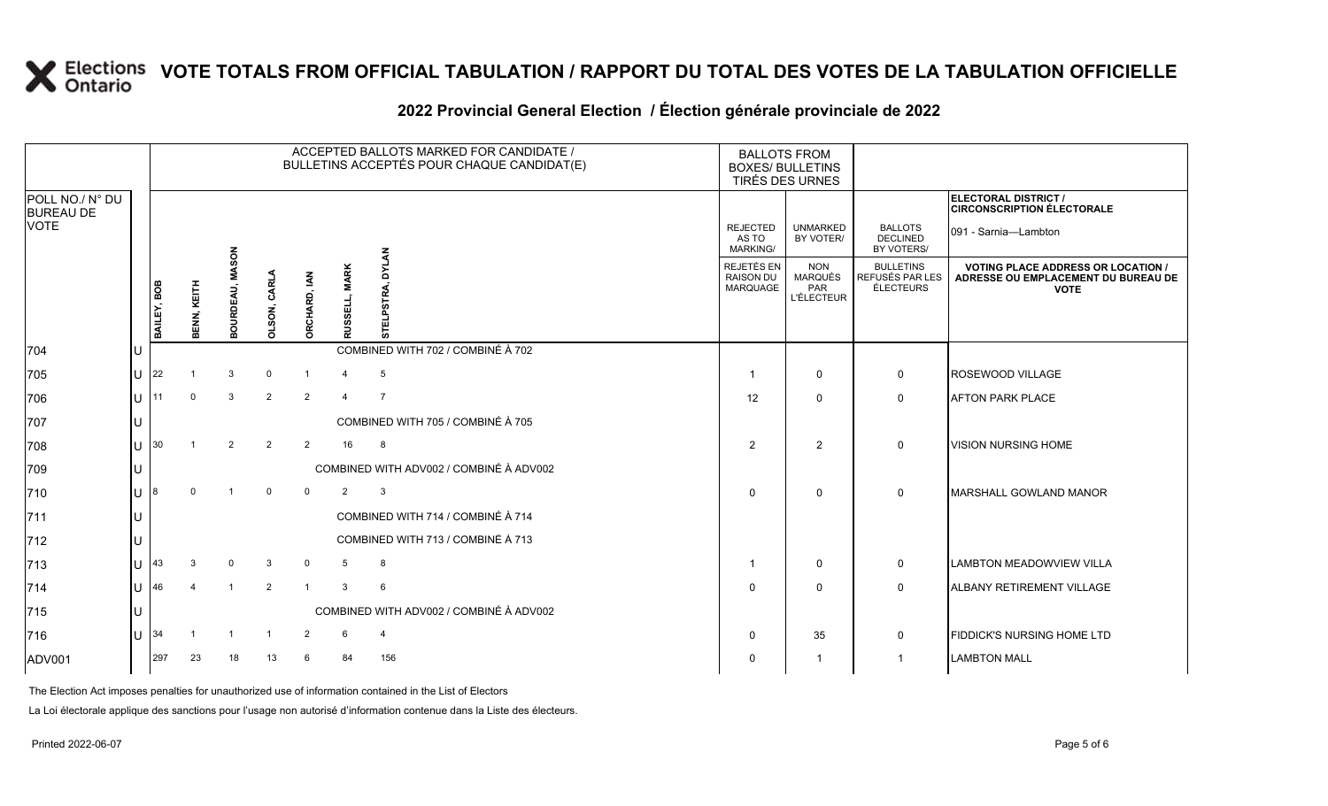# VOTE TOTALS FROM OFFICIAL TABULATION / RAPPORT DU TOTAL DES VOTES DE LA TABULATION OFFICIELLE

## 2022 Provincial General Election / Élection générale provinciale de 2022

**ELECTORAL DISTRICT / CIRCONSCRIPTION ÉLECTORALE:** 091 - Sarnia—Lambton

| POLL NO./ N° DU BUREAU DE VOTE | | BAILEY, BOB | BENN, KEITH | BOURDEAU, MASON | OLSON, CARLA | ORCHARD, IAN | RUSSELL, MARK | STELPSTRA, DYLAN | REJECTED AS TO MARKING/ REJETÉS EN RAISON DU MARQUAGE | UNMARKED BY VOTER/ NON MARQUÉS PAR L'ÉLECTEUR | BALLOTS DECLINED BY VOTERS/ BULLETINS REFUSÉS PAR LES ÉLECTEURS | VOTING PLACE ADDRESS OR LOCATION / ADRESSE OU EMPLACEMENT DU BUREAU DE VOTE |
|---|---|---|---|---|---|---|---|---|---|---|---|---|
| 704 | U | COMBINED WITH 702 / COMBINÉ À 702 | | | | | | | | | | |
| 705 | U | 22 | 1 | 3 | 0 | 1 | 4 | 5 | 1 | 0 | 0 | ROSEWOOD VILLAGE |
| 706 | U | 11 | 0 | 3 | 2 | 2 | 4 | 7 | 12 | 0 | 0 | AFTON PARK PLACE |
| 707 | U | COMBINED WITH 705 / COMBINÉ À 705 | | | | | | | | | | |
| 708 | U | 30 | 1 | 2 | 2 | 2 | 16 | 8 | 2 | 2 | 0 | VISION NURSING HOME |
| 709 | U | COMBINED WITH ADV002 / COMBINÉ À ADV002 | | | | | | | | | | |
| 710 | U | 8 | 0 | 1 | 0 | 0 | 2 | 3 | 0 | 0 | 0 | MARSHALL GOWLAND MANOR |
| 711 | U | COMBINED WITH 714 / COMBINÉ À 714 | | | | | | | | | | |
| 712 | U | COMBINED WITH 713 / COMBINÉ À 713 | | | | | | | | | | |
| 713 | U | 43 | 3 | 0 | 3 | 0 | 5 | 8 | 1 | 0 | 0 | LAMBTON MEADOWVIEW VILLA |
| 714 | U | 46 | 4 | 1 | 2 | 1 | 3 | 6 | 0 | 0 | 0 | ALBANY RETIREMENT VILLAGE |
| 715 | U | COMBINED WITH ADV002 / COMBINÉ À ADV002 | | | | | | | | | | |
| 716 | U | 34 | 1 | 1 | 1 | 2 | 6 | 4 | 0 | 35 | 0 | FIDDICK'S NURSING HOME LTD |
| ADV001 | | 297 | 23 | 18 | 13 | 6 | 84 | 156 | 0 | 1 | 1 | LAMBTON MALL |

The Election Act imposes penalties for unauthorized use of information contained in the List of Electors

La Loi électorale applique des sanctions pour l'usage non autorisé d'information contenue dans la Liste des électeurs.

Printed 2022-06-07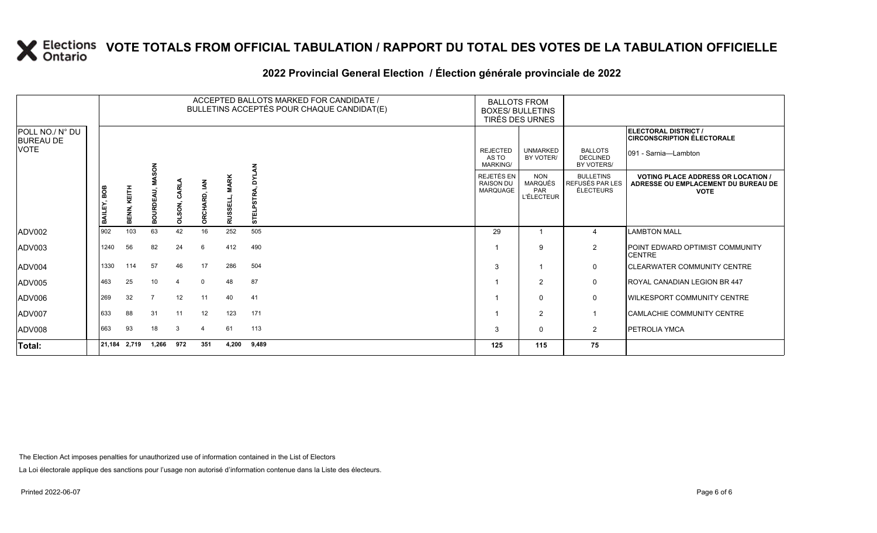# VOTE TOTALS FROM OFFICIAL TABULATION / RAPPORT DU TOTAL DES VOTES DE LA TABULATION OFFICIELLE

## 2022 Provincial General Election / Élection générale provinciale de 2022

**ELECTORAL DISTRICT / CIRCONSCRIPTION ÉLECTORALE**
091 - Sarnia—Lambton

| POLL NO./ N° DU BUREAU DE VOTE | ACCEPTED BALLOTS MARKED FOR CANDIDATE / BULLETINS ACCEPTÉS POUR CHAQUE CANDIDAT(E) | | | | | | | BALLOTS FROM BOXES/ BULLETINS TIRÉS DES URNES | | | |
|---|---|---|---|---|---|---|---|---|---|---|---|
| | BAILEY, BOB | BENN, KEITH | BOURDEAU, MASON | OLSON, CARLA | ORCHARD, IAN | RUSSELL, MARK | STELPSTRA, DYLAN | REJECTED AS TO MARKING/ REJETÉS EN RAISON DU MARQUAGE | UNMARKED BY VOTER/ NON MARQUÉS PAR L'ÉLECTEUR | BALLOTS DECLINED BY VOTERS/ BULLETINS REFUSÉS PAR LES ÉLECTEURS | VOTING PLACE ADDRESS OR LOCATION / ADRESSE OU EMPLACEMENT DU BUREAU DE VOTE |
| ADV002 | 902 | 103 | 63 | 42 | 16 | 252 | 505 | 29 | 1 | 4 | LAMBTON MALL |
| ADV003 | 1240 | 56 | 82 | 24 | 6 | 412 | 490 | 1 | 9 | 2 | POINT EDWARD OPTIMIST COMMUNITY CENTRE |
| ADV004 | 1330 | 114 | 57 | 46 | 17 | 286 | 504 | 3 | 1 | 0 | CLEARWATER COMMUNITY CENTRE |
| ADV005 | 463 | 25 | 10 | 4 | 0 | 48 | 87 | 1 | 2 | 0 | ROYAL CANADIAN LEGION BR 447 |
| ADV006 | 269 | 32 | 7 | 12 | 11 | 40 | 41 | 1 | 0 | 0 | WILKESPORT COMMUNITY CENTRE |
| ADV007 | 633 | 88 | 31 | 11 | 12 | 123 | 171 | 1 | 2 | 1 | CAMLACHIE COMMUNITY CENTRE |
| ADV008 | 663 | 93 | 18 | 3 | 4 | 61 | 113 | 3 | 0 | 2 | PETROLIA YMCA |
| **Total:** | **21,184** | **2,719** | **1,266** | **972** | **351** | **4,200** | **9,489** | **125** | **115** | **75** | |

The Election Act imposes penalties for unauthorized use of information contained in the List of Electors

La Loi électorale applique des sanctions pour l'usage non autorisé d'information contenue dans la Liste des électeurs.

Printed 2022-06-07